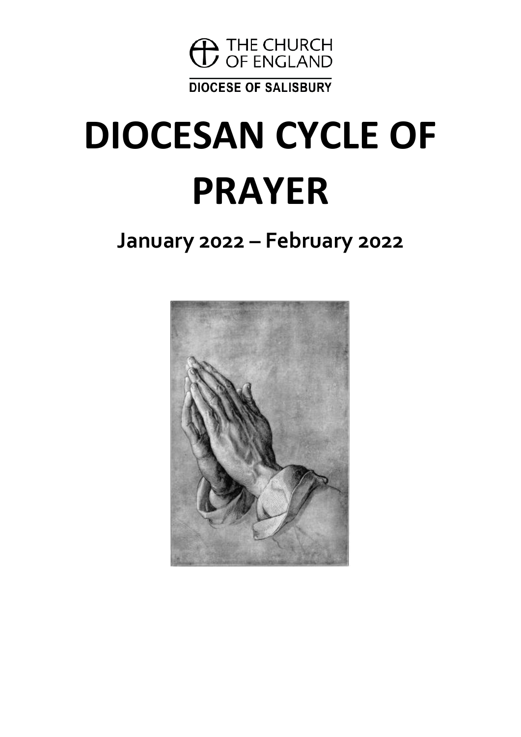THE CHURCH OF ENGLAND

DIOCESE OF SALISBURY

# DIOCESAN CYCLE OF PRAYER

## January 2022 – February 2022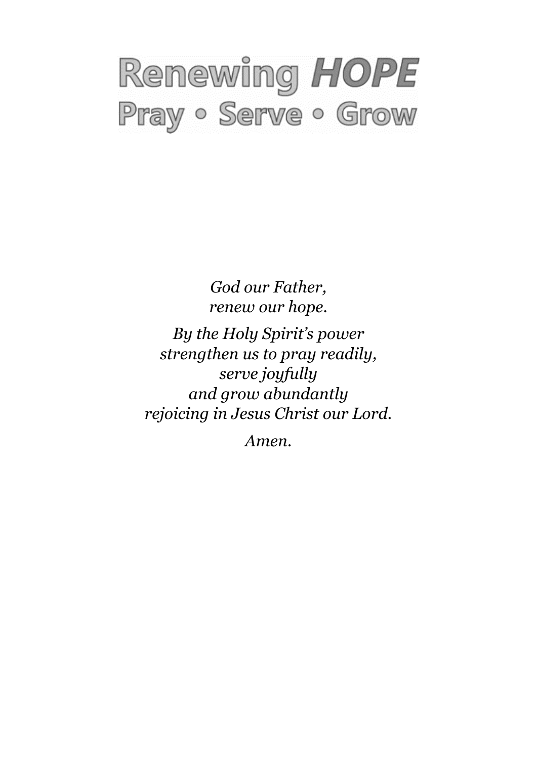# Renewing ***HOPE***

## Pray • Serve • Grow

*God our Father,*
*renew our hope.*

*By the Holy Spirit's power*
*strengthen us to pray readily,*
*serve joyfully*
*and grow abundantly*
*rejoicing in Jesus Christ our Lord.*

*Amen.*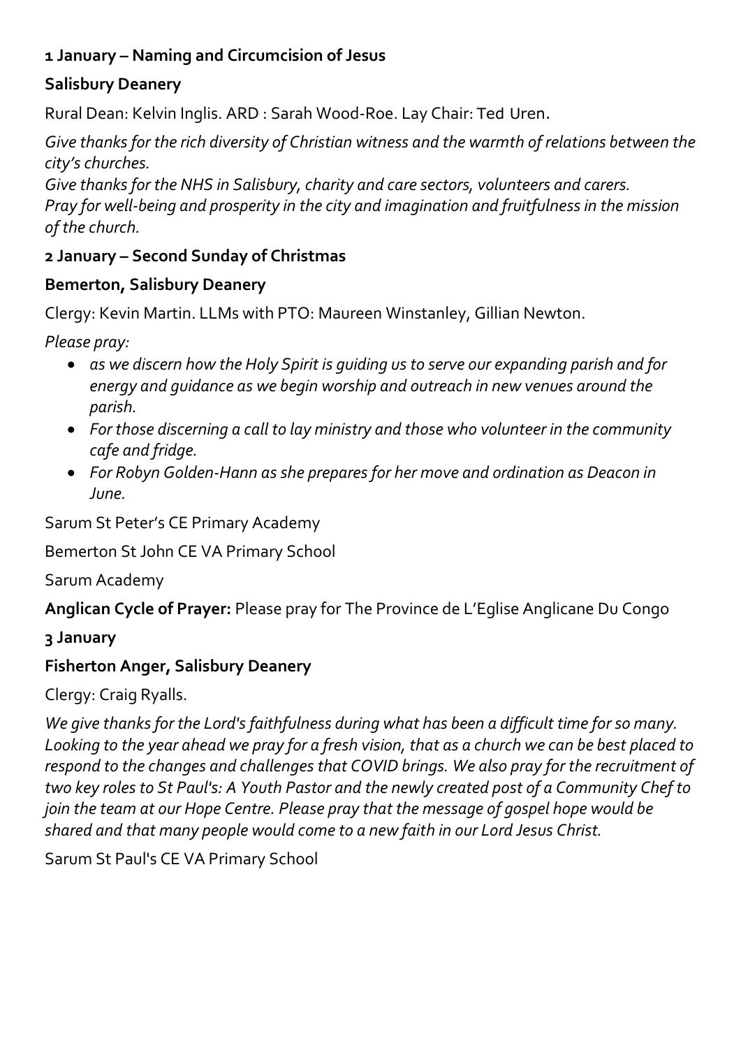**1 January – Naming and Circumcision of Jesus**

**Salisbury Deanery**

Rural Dean: Kelvin Inglis. ARD : Sarah Wood-Roe. Lay Chair: Ted Uren.

*Give thanks for the rich diversity of Christian witness and the warmth of relations between the city's churches.*
*Give thanks for the NHS in Salisbury, charity and care sectors, volunteers and carers.*
*Pray for well-being and prosperity in the city and imagination and fruitfulness in the mission of the church.*

**2 January – Second Sunday of Christmas**

**Bemerton, Salisbury Deanery**

Clergy: Kevin Martin. LLMs with PTO: Maureen Winstanley, Gillian Newton.

*Please pray:*

- *as we discern how the Holy Spirit is guiding us to serve our expanding parish and for energy and guidance as we begin worship and outreach in new venues around the parish.*
- *For those discerning a call to lay ministry and those who volunteer in the community cafe and fridge.*
- *For Robyn Golden-Hann as she prepares for her move and ordination as Deacon in June.*

Sarum St Peter's CE Primary Academy

Bemerton St John CE VA Primary School

Sarum Academy

**Anglican Cycle of Prayer:** Please pray for The Province de L'Eglise Anglicane Du Congo

**3 January**

**Fisherton Anger, Salisbury Deanery**

Clergy: Craig Ryalls.

*We give thanks for the Lord's faithfulness during what has been a difficult time for so many. Looking to the year ahead we pray for a fresh vision, that as a church we can be best placed to respond to the changes and challenges that COVID brings. We also pray for the recruitment of two key roles to St Paul's: A Youth Pastor and the newly created post of a Community Chef to join the team at our Hope Centre. Please pray that the message of gospel hope would be shared and that many people would come to a new faith in our Lord Jesus Christ.*

Sarum St Paul's CE VA Primary School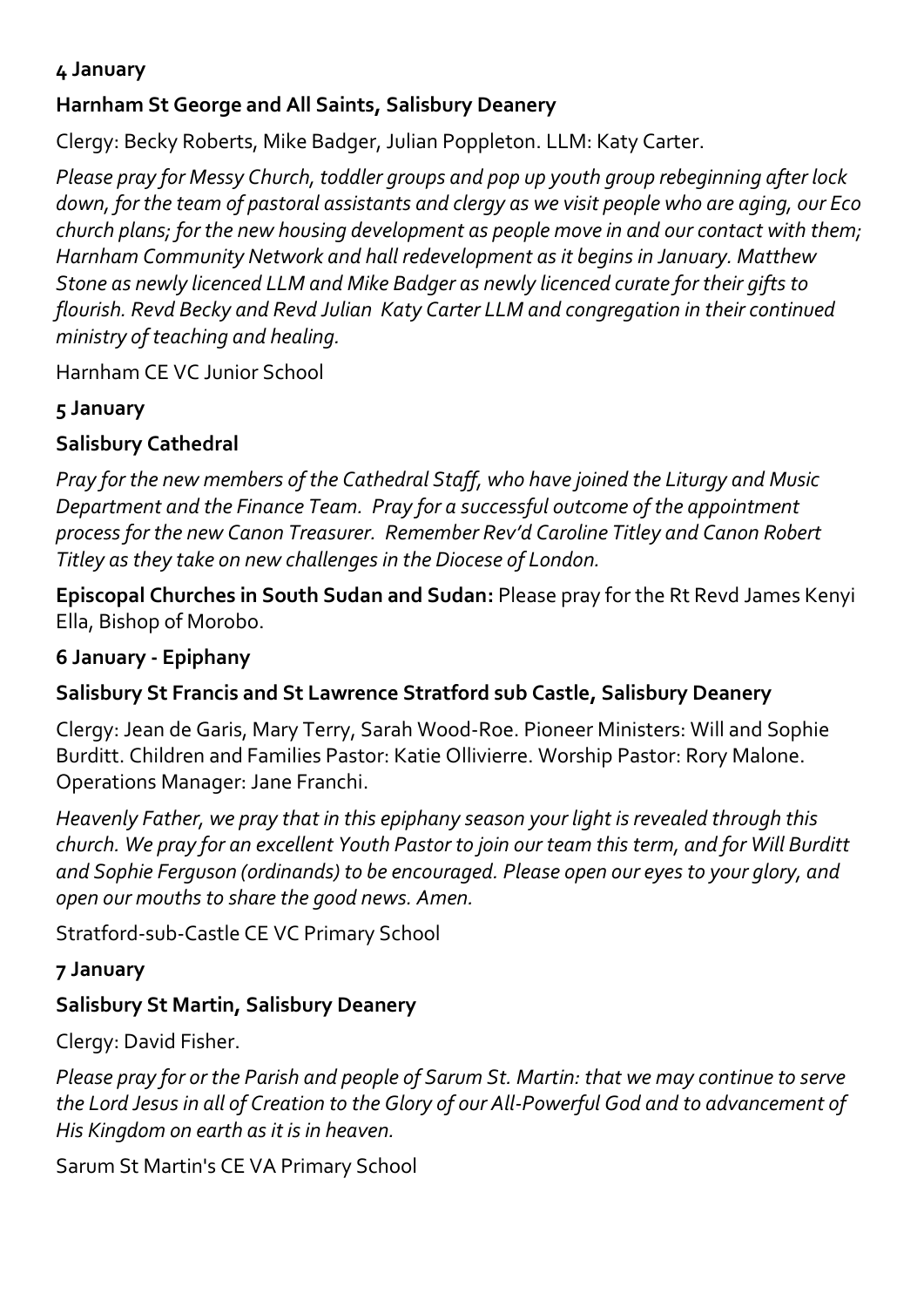**4 January**

**Harnham St George and All Saints, Salisbury Deanery**

Clergy: Becky Roberts, Mike Badger, Julian Poppleton. LLM: Katy Carter.

*Please pray for Messy Church, toddler groups and pop up youth group rebeginning after lock down, for the team of pastoral assistants and clergy as we visit people who are aging, our Eco church plans; for the new housing development as people move in and our contact with them; Harnham Community Network and hall redevelopment as it begins in January. Matthew Stone as newly licenced LLM and Mike Badger as newly licenced curate for their gifts to flourish. Revd Becky and Revd Julian Katy Carter LLM and congregation in their continued ministry of teaching and healing.*

Harnham CE VC Junior School

**5 January**

**Salisbury Cathedral**

*Pray for the new members of the Cathedral Staff, who have joined the Liturgy and Music Department and the Finance Team. Pray for a successful outcome of the appointment process for the new Canon Treasurer. Remember Rev'd Caroline Titley and Canon Robert Titley as they take on new challenges in the Diocese of London.*

**Episcopal Churches in South Sudan and Sudan:** Please pray for the Rt Revd James Kenyi Ella, Bishop of Morobo.

**6 January - Epiphany**

**Salisbury St Francis and St Lawrence Stratford sub Castle, Salisbury Deanery**

Clergy: Jean de Garis, Mary Terry, Sarah Wood-Roe. Pioneer Ministers: Will and Sophie Burditt. Children and Families Pastor: Katie Ollivierre. Worship Pastor: Rory Malone. Operations Manager: Jane Franchi.

*Heavenly Father, we pray that in this epiphany season your light is revealed through this church. We pray for an excellent Youth Pastor to join our team this term, and for Will Burditt and Sophie Ferguson (ordinands) to be encouraged. Please open our eyes to your glory, and open our mouths to share the good news. Amen.*

Stratford-sub-Castle CE VC Primary School

**7 January**

**Salisbury St Martin, Salisbury Deanery**

Clergy: David Fisher.

*Please pray for or the Parish and people of Sarum St. Martin: that we may continue to serve the Lord Jesus in all of Creation to the Glory of our All-Powerful God and to advancement of His Kingdom on earth as it is in heaven.*

Sarum St Martin's CE VA Primary School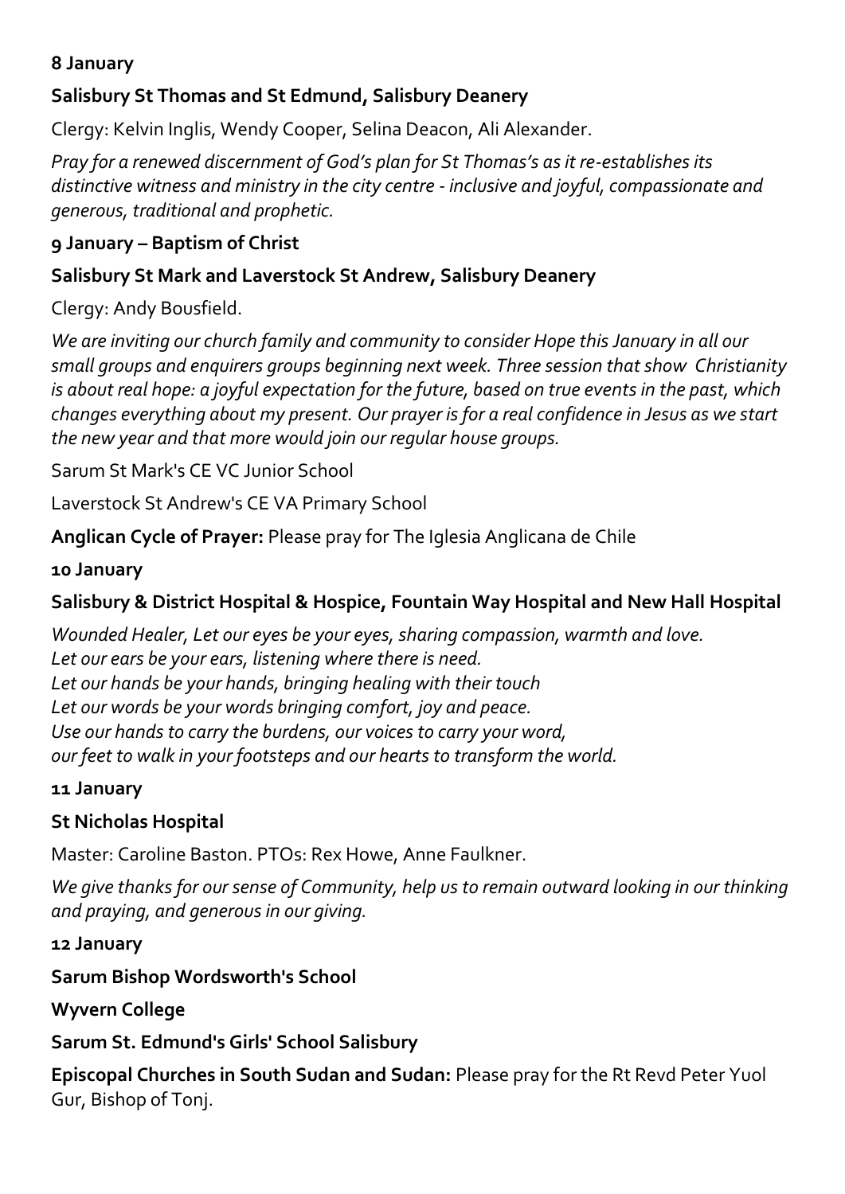**8 January**

**Salisbury St Thomas and St Edmund, Salisbury Deanery**

Clergy: Kelvin Inglis, Wendy Cooper, Selina Deacon, Ali Alexander.

*Pray for a renewed discernment of God's plan for St Thomas's as it re-establishes its distinctive witness and ministry in the city centre - inclusive and joyful, compassionate and generous, traditional and prophetic.*

**9 January – Baptism of Christ**

**Salisbury St Mark and Laverstock St Andrew, Salisbury Deanery**

Clergy: Andy Bousfield.

*We are inviting our church family and community to consider Hope this January in all our small groups and enquirers groups beginning next week. Three session that show Christianity is about real hope: a joyful expectation for the future, based on true events in the past, which changes everything about my present. Our prayer is for a real confidence in Jesus as we start the new year and that more would join our regular house groups.*

Sarum St Mark's CE VC Junior School

Laverstock St Andrew's CE VA Primary School

**Anglican Cycle of Prayer:** Please pray for The Iglesia Anglicana de Chile

**10 January**

**Salisbury & District Hospital & Hospice, Fountain Way Hospital and New Hall Hospital**

*Wounded Healer, Let our eyes be your eyes, sharing compassion, warmth and love.*
*Let our ears be your ears, listening where there is need.*
*Let our hands be your hands, bringing healing with their touch*
*Let our words be your words bringing comfort, joy and peace.*
*Use our hands to carry the burdens, our voices to carry your word,*
*our feet to walk in your footsteps and our hearts to transform the world.*

**11 January**

**St Nicholas Hospital**

Master: Caroline Baston. PTOs: Rex Howe, Anne Faulkner.

*We give thanks for our sense of Community, help us to remain outward looking in our thinking and praying, and generous in our giving.*

**12 January**

**Sarum Bishop Wordsworth's School**

**Wyvern College**

**Sarum St. Edmund's Girls' School Salisbury**

**Episcopal Churches in South Sudan and Sudan:** Please pray for the Rt Revd Peter Yuol Gur, Bishop of Tonj.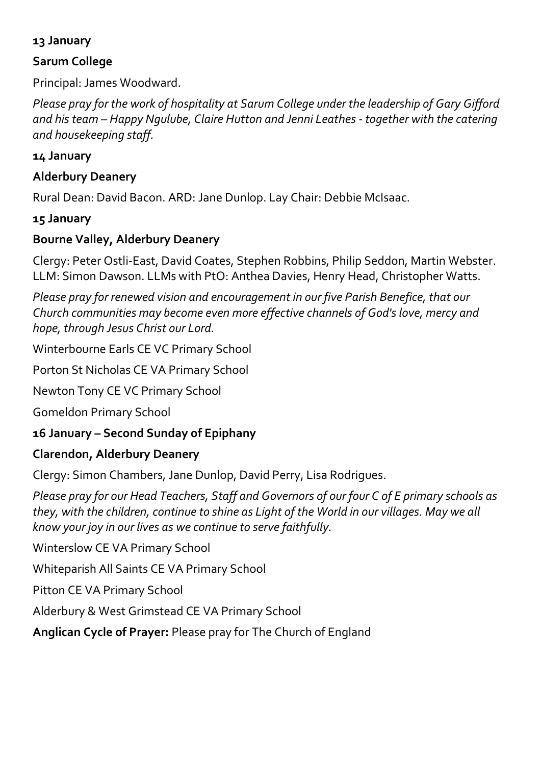**13 January**

**Sarum College**

Principal: James Woodward.

*Please pray for the work of hospitality at Sarum College under the leadership of Gary Gifford and his team – Happy Ngulube, Claire Hutton and Jenni Leathes - together with the catering and housekeeping staff.*

**14 January**

**Alderbury Deanery**

Rural Dean: David Bacon. ARD: Jane Dunlop. Lay Chair: Debbie McIsaac.

**15 January**

**Bourne Valley, Alderbury Deanery**

Clergy: Peter Ostli-East, David Coates, Stephen Robbins, Philip Seddon, Martin Webster. LLM: Simon Dawson. LLMs with PtO: Anthea Davies, Henry Head, Christopher Watts.

*Please pray for renewed vision and encouragement in our five Parish Benefice, that our Church communities may become even more effective channels of God's love, mercy and hope, through Jesus Christ our Lord.*

Winterbourne Earls CE VC Primary School

Porton St Nicholas CE VA Primary School

Newton Tony CE VC Primary School

Gomeldon Primary School

**16 January – Second Sunday of Epiphany**

**Clarendon, Alderbury Deanery**

Clergy: Simon Chambers, Jane Dunlop, David Perry, Lisa Rodrigues.

*Please pray for our Head Teachers, Staff and Governors of our four C of E primary schools as they, with the children, continue to shine as Light of the World in our villages. May we all know your joy in our lives as we continue to serve faithfully.*

Winterslow CE VA Primary School

Whiteparish All Saints CE VA Primary School

Pitton CE VA Primary School

Alderbury & West Grimstead CE VA Primary School

**Anglican Cycle of Prayer:** Please pray for The Church of England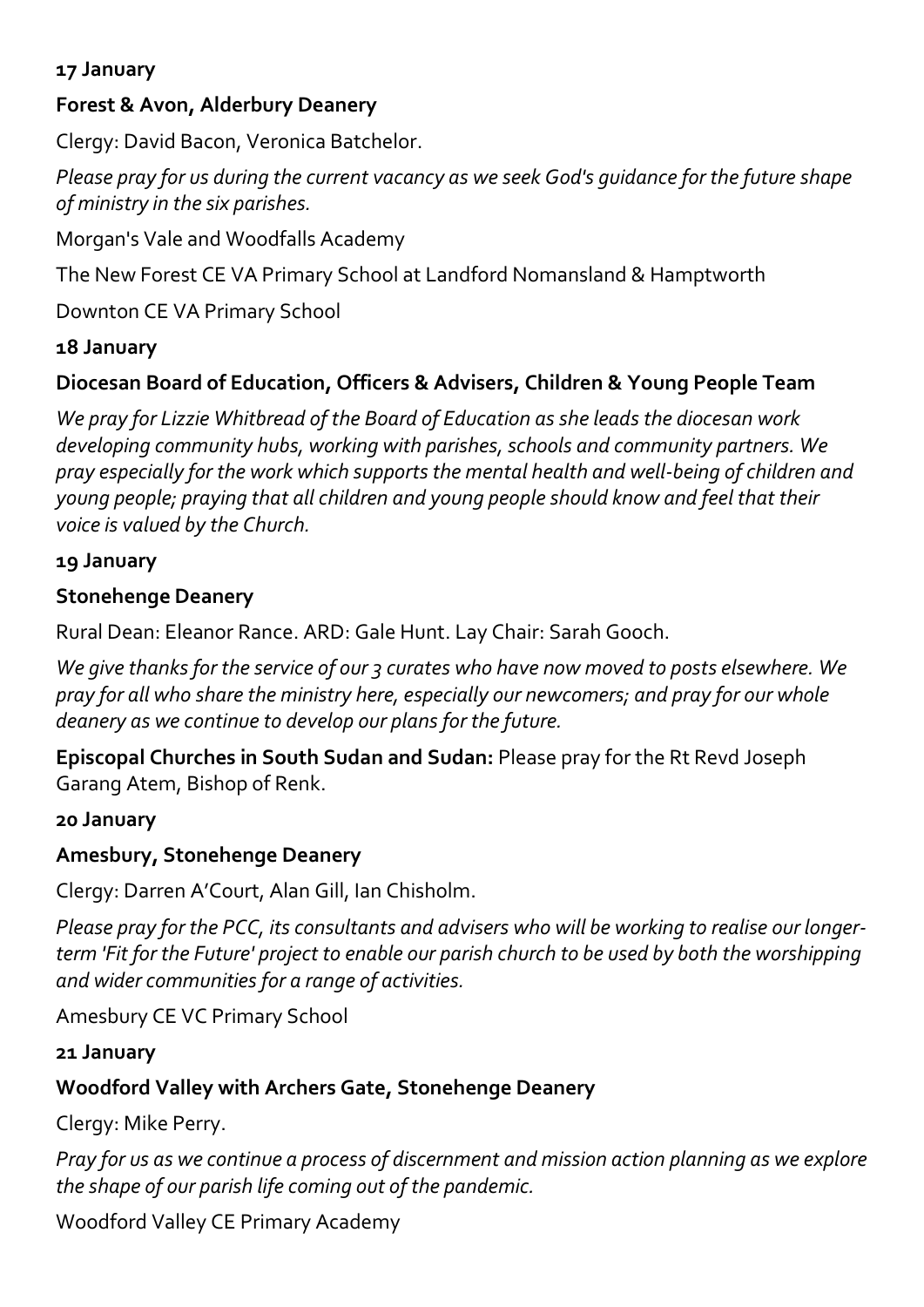**17 January**

**Forest & Avon, Alderbury Deanery**

Clergy: David Bacon, Veronica Batchelor.

*Please pray for us during the current vacancy as we seek God's guidance for the future shape of ministry in the six parishes.*

Morgan's Vale and Woodfalls Academy

The New Forest CE VA Primary School at Landford Nomansland & Hamptworth

Downton CE VA Primary School

**18 January**

**Diocesan Board of Education, Officers & Advisers, Children & Young People Team**

*We pray for Lizzie Whitbread of the Board of Education as she leads the diocesan work developing community hubs, working with parishes, schools and community partners. We pray especially for the work which supports the mental health and well-being of children and young people; praying that all children and young people should know and feel that their voice is valued by the Church.*

**19 January**

**Stonehenge Deanery**

Rural Dean: Eleanor Rance. ARD: Gale Hunt. Lay Chair: Sarah Gooch.

*We give thanks for the service of our 3 curates who have now moved to posts elsewhere. We pray for all who share the ministry here, especially our newcomers; and pray for our whole deanery as we continue to develop our plans for the future.*

**Episcopal Churches in South Sudan and Sudan:** Please pray for the Rt Revd Joseph Garang Atem, Bishop of Renk.

**20 January**

**Amesbury, Stonehenge Deanery**

Clergy: Darren A'Court, Alan Gill, Ian Chisholm.

*Please pray for the PCC, its consultants and advisers who will be working to realise our longer-term 'Fit for the Future' project to enable our parish church to be used by both the worshipping and wider communities for a range of activities.*

Amesbury CE VC Primary School

**21 January**

**Woodford Valley with Archers Gate, Stonehenge Deanery**

Clergy: Mike Perry.

*Pray for us as we continue a process of discernment and mission action planning as we explore the shape of our parish life coming out of the pandemic.*

Woodford Valley CE Primary Academy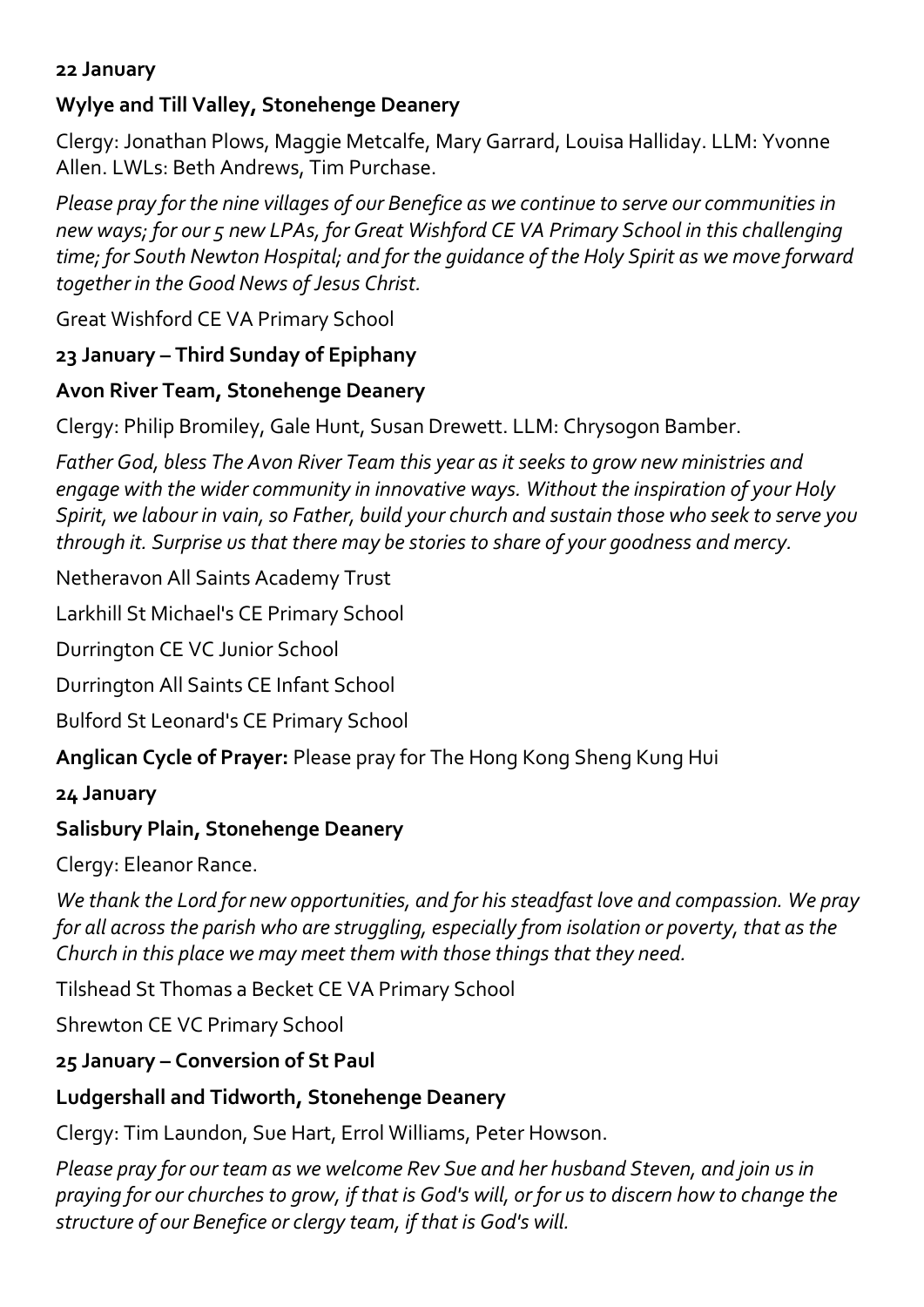**22 January**

**Wylye and Till Valley, Stonehenge Deanery**

Clergy: Jonathan Plows, Maggie Metcalfe, Mary Garrard, Louisa Halliday. LLM: Yvonne Allen. LWLs: Beth Andrews, Tim Purchase.

*Please pray for the nine villages of our Benefice as we continue to serve our communities in new ways; for our 5 new LPAs, for Great Wishford CE VA Primary School in this challenging time; for South Newton Hospital; and for the guidance of the Holy Spirit as we move forward together in the Good News of Jesus Christ.*

Great Wishford CE VA Primary School

**23 January – Third Sunday of Epiphany**

**Avon River Team, Stonehenge Deanery**

Clergy: Philip Bromiley, Gale Hunt, Susan Drewett. LLM: Chrysogon Bamber.

*Father God, bless The Avon River Team this year as it seeks to grow new ministries and engage with the wider community in innovative ways. Without the inspiration of your Holy Spirit, we labour in vain, so Father, build your church and sustain those who seek to serve you through it. Surprise us that there may be stories to share of your goodness and mercy.*

Netheravon All Saints Academy Trust

Larkhill St Michael's CE Primary School

Durrington CE VC Junior School

Durrington All Saints CE Infant School

Bulford St Leonard's CE Primary School

**Anglican Cycle of Prayer:** Please pray for The Hong Kong Sheng Kung Hui

**24 January**

**Salisbury Plain, Stonehenge Deanery**

Clergy: Eleanor Rance.

*We thank the Lord for new opportunities, and for his steadfast love and compassion. We pray for all across the parish who are struggling, especially from isolation or poverty, that as the Church in this place we may meet them with those things that they need.*

Tilshead St Thomas a Becket CE VA Primary School

Shrewton CE VC Primary School

**25 January – Conversion of St Paul**

**Ludgershall and Tidworth, Stonehenge Deanery**

Clergy: Tim Laundon, Sue Hart, Errol Williams, Peter Howson.

*Please pray for our team as we welcome Rev Sue and her husband Steven, and join us in praying for our churches to grow, if that is God's will, or for us to discern how to change the structure of our Benefice or clergy team, if that is God's will.*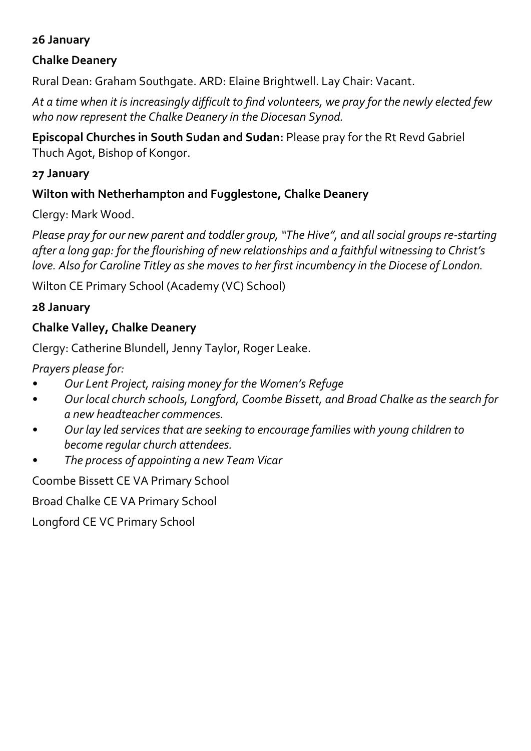**26 January**

**Chalke Deanery**

Rural Dean: Graham Southgate. ARD: Elaine Brightwell. Lay Chair: Vacant.

*At a time when it is increasingly difficult to find volunteers, we pray for the newly elected few who now represent the Chalke Deanery in the Diocesan Synod.*

**Episcopal Churches in South Sudan and Sudan:** Please pray for the Rt Revd Gabriel Thuch Agot, Bishop of Kongor.

**27 January**

**Wilton with Netherhampton and Fugglestone, Chalke Deanery**

Clergy: Mark Wood.

*Please pray for our new parent and toddler group, "The Hive", and all social groups re-starting after a long gap: for the flourishing of new relationships and a faithful witnessing to Christ's love. Also for Caroline Titley as she moves to her first incumbency in the Diocese of London.*

Wilton CE Primary School (Academy (VC) School)

**28 January**

**Chalke Valley, Chalke Deanery**

Clergy: Catherine Blundell, Jenny Taylor, Roger Leake.

*Prayers please for:*

- *Our Lent Project, raising money for the Women's Refuge*
- *Our local church schools, Longford, Coombe Bissett, and Broad Chalke as the search for a new headteacher commences.*
- *Our lay led services that are seeking to encourage families with young children to become regular church attendees.*
- *The process of appointing a new Team Vicar*

Coombe Bissett CE VA Primary School

Broad Chalke CE VA Primary School

Longford CE VC Primary School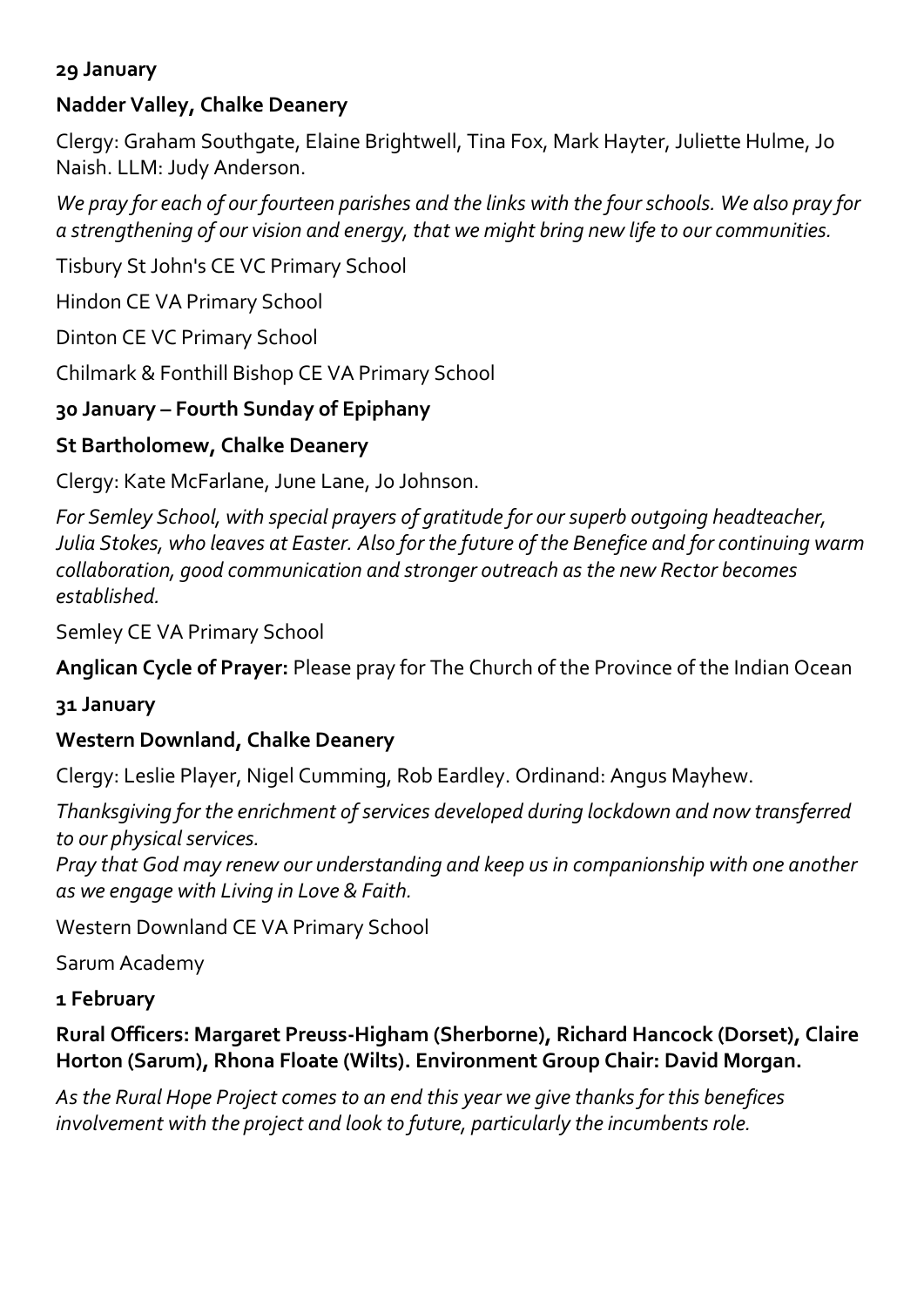**29 January**

**Nadder Valley, Chalke Deanery**

Clergy: Graham Southgate, Elaine Brightwell, Tina Fox, Mark Hayter, Juliette Hulme, Jo Naish. LLM: Judy Anderson.

*We pray for each of our fourteen parishes and the links with the four schools. We also pray for a strengthening of our vision and energy, that we might bring new life to our communities.*

Tisbury St John's CE VC Primary School

Hindon CE VA Primary School

Dinton CE VC Primary School

Chilmark & Fonthill Bishop CE VA Primary School

**30 January – Fourth Sunday of Epiphany**

**St Bartholomew, Chalke Deanery**

Clergy: Kate McFarlane, June Lane, Jo Johnson.

*For Semley School, with special prayers of gratitude for our superb outgoing headteacher, Julia Stokes, who leaves at Easter. Also for the future of the Benefice and for continuing warm collaboration, good communication and stronger outreach as the new Rector becomes established.*

Semley CE VA Primary School

**Anglican Cycle of Prayer:** Please pray for The Church of the Province of the Indian Ocean

**31 January**

**Western Downland, Chalke Deanery**

Clergy: Leslie Player, Nigel Cumming, Rob Eardley. Ordinand: Angus Mayhew.

*Thanksgiving for the enrichment of services developed during lockdown and now transferred to our physical services.*
*Pray that God may renew our understanding and keep us in companionship with one another as we engage with Living in Love & Faith.*

Western Downland CE VA Primary School

Sarum Academy

**1 February**

**Rural Officers: Margaret Preuss-Higham (Sherborne), Richard Hancock (Dorset), Claire Horton (Sarum), Rhona Floate (Wilts). Environment Group Chair: David Morgan.**

*As the Rural Hope Project comes to an end this year we give thanks for this benefices involvement with the project and look to future, particularly the incumbents role.*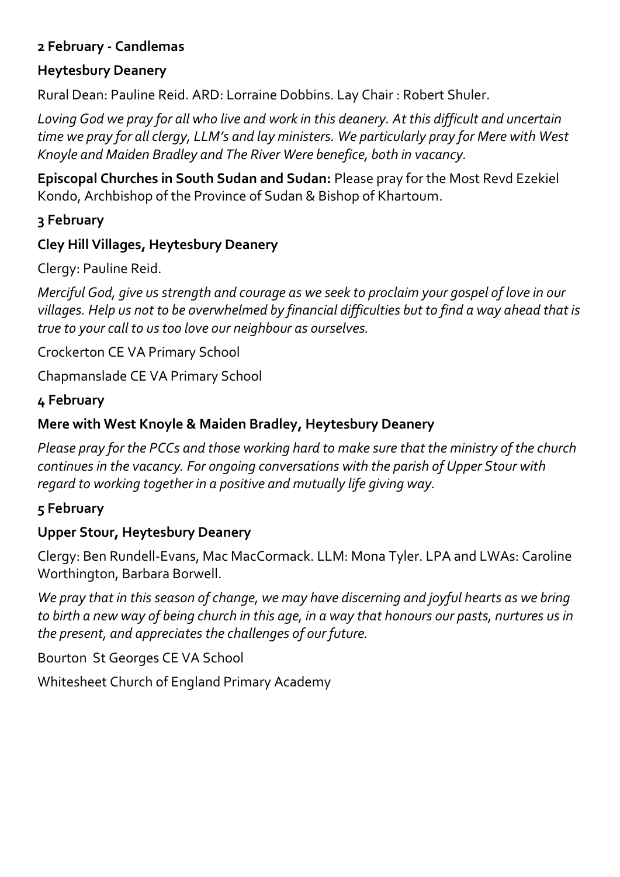**2 February - Candlemas**

**Heytesbury Deanery**

Rural Dean: Pauline Reid. ARD: Lorraine Dobbins. Lay Chair : Robert Shuler.

*Loving God we pray for all who live and work in this deanery. At this difficult and uncertain time we pray for all clergy, LLM's and lay ministers. We particularly pray for Mere with West Knoyle and Maiden Bradley and The River Were benefice, both in vacancy.*

**Episcopal Churches in South Sudan and Sudan:** Please pray for the Most Revd Ezekiel Kondo, Archbishop of the Province of Sudan & Bishop of Khartoum.

**3 February**

**Cley Hill Villages, Heytesbury Deanery**

Clergy: Pauline Reid.

*Merciful God, give us strength and courage as we seek to proclaim your gospel of love in our villages. Help us not to be overwhelmed by financial difficulties but to find a way ahead that is true to your call to us too love our neighbour as ourselves.*

Crockerton CE VA Primary School

Chapmanslade CE VA Primary School

**4 February**

**Mere with West Knoyle & Maiden Bradley, Heytesbury Deanery**

*Please pray for the PCCs and those working hard to make sure that the ministry of the church continues in the vacancy. For ongoing conversations with the parish of Upper Stour with regard to working together in a positive and mutually life giving way.*

**5 February**

**Upper Stour, Heytesbury Deanery**

Clergy: Ben Rundell-Evans, Mac MacCormack. LLM: Mona Tyler. LPA and LWAs: Caroline Worthington, Barbara Borwell.

*We pray that in this season of change, we may have discerning and joyful hearts as we bring to birth a new way of being church in this age, in a way that honours our pasts, nurtures us in the present, and appreciates the challenges of our future.*

Bourton St Georges CE VA School

Whitesheet Church of England Primary Academy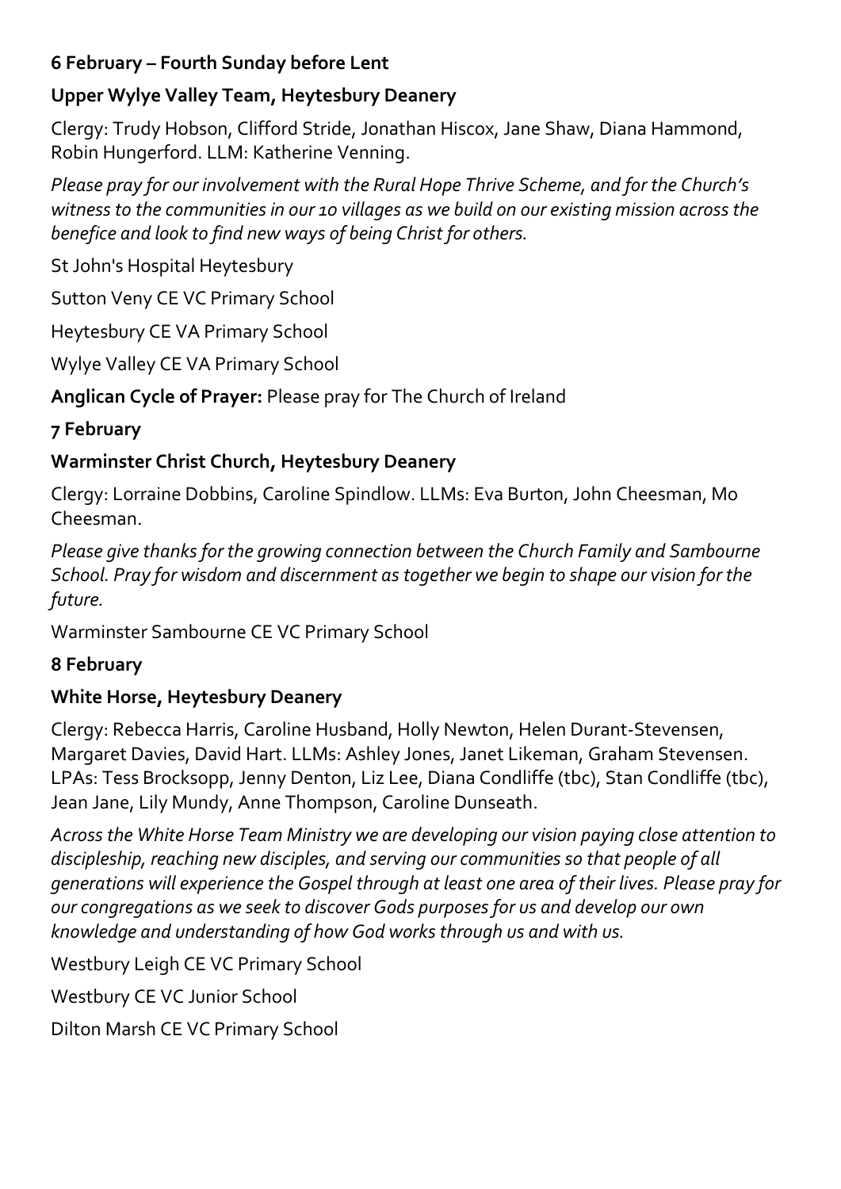**6 February – Fourth Sunday before Lent**

**Upper Wylye Valley Team, Heytesbury Deanery**

Clergy: Trudy Hobson, Clifford Stride, Jonathan Hiscox, Jane Shaw, Diana Hammond, Robin Hungerford. LLM: Katherine Venning.

*Please pray for our involvement with the Rural Hope Thrive Scheme, and for the Church's witness to the communities in our 10 villages as we build on our existing mission across the benefice and look to find new ways of being Christ for others.*

St John's Hospital Heytesbury

Sutton Veny CE VC Primary School

Heytesbury CE VA Primary School

Wylye Valley CE VA Primary School

**Anglican Cycle of Prayer:** Please pray for The Church of Ireland

**7 February**

**Warminster Christ Church, Heytesbury Deanery**

Clergy: Lorraine Dobbins, Caroline Spindlow. LLMs: Eva Burton, John Cheesman, Mo Cheesman.

*Please give thanks for the growing connection between the Church Family and Sambourne School. Pray for wisdom and discernment as together we begin to shape our vision for the future.*

Warminster Sambourne CE VC Primary School

**8 February**

**White Horse, Heytesbury Deanery**

Clergy: Rebecca Harris, Caroline Husband, Holly Newton, Helen Durant-Stevensen, Margaret Davies, David Hart. LLMs: Ashley Jones, Janet Likeman, Graham Stevensen. LPAs: Tess Brocksopp, Jenny Denton, Liz Lee, Diana Condliffe (tbc), Stan Condliffe (tbc), Jean Jane, Lily Mundy, Anne Thompson, Caroline Dunseath.

*Across the White Horse Team Ministry we are developing our vision paying close attention to discipleship, reaching new disciples, and serving our communities so that people of all generations will experience the Gospel through at least one area of their lives. Please pray for our congregations as we seek to discover Gods purposes for us and develop our own knowledge and understanding of how God works through us and with us.*

Westbury Leigh CE VC Primary School

Westbury CE VC Junior School

Dilton Marsh CE VC Primary School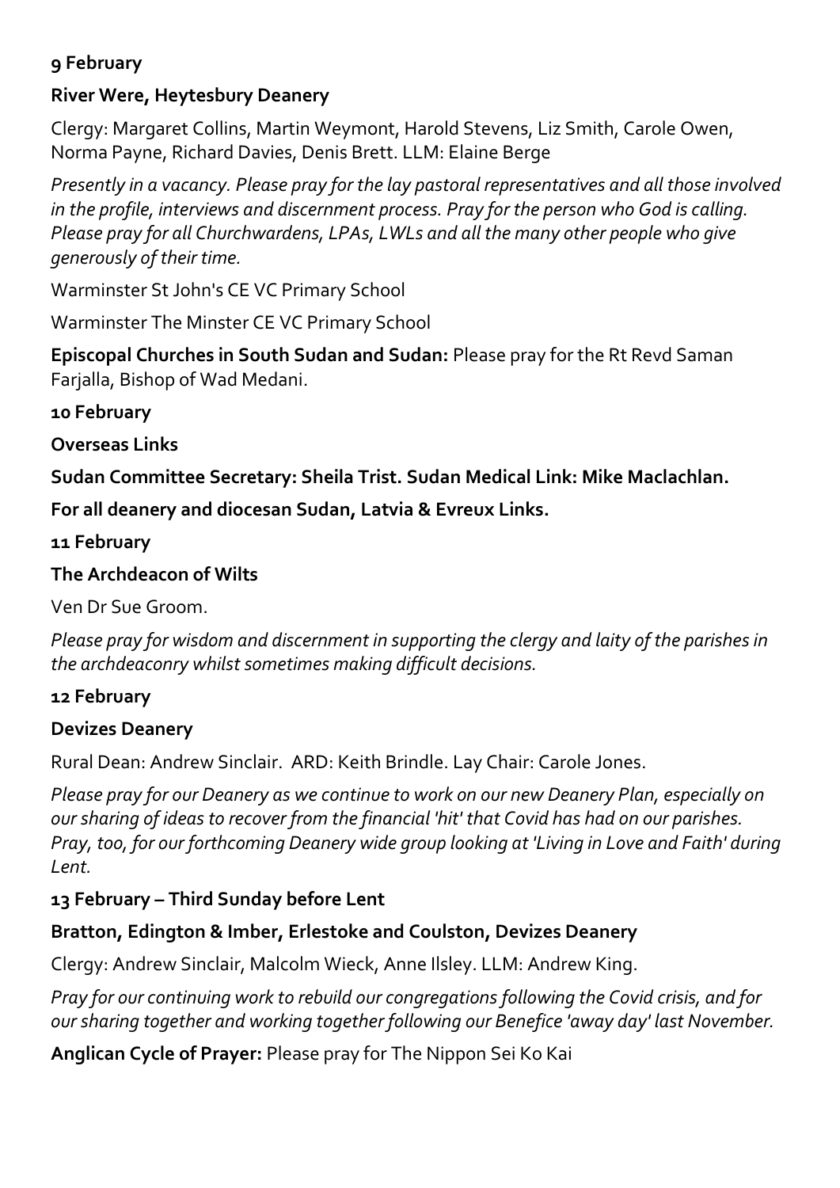**9 February**

**River Were, Heytesbury Deanery**

Clergy: Margaret Collins, Martin Weymont, Harold Stevens, Liz Smith, Carole Owen, Norma Payne, Richard Davies, Denis Brett. LLM: Elaine Berge

*Presently in a vacancy. Please pray for the lay pastoral representatives and all those involved in the profile, interviews and discernment process. Pray for the person who God is calling. Please pray for all Churchwardens, LPAs, LWLs and all the many other people who give generously of their time.*

Warminster St John's CE VC Primary School

Warminster The Minster CE VC Primary School

**Episcopal Churches in South Sudan and Sudan:** Please pray for the Rt Revd Saman Farjalla, Bishop of Wad Medani.

**10 February**

**Overseas Links**

**Sudan Committee Secretary: Sheila Trist. Sudan Medical Link: Mike Maclachlan.**

**For all deanery and diocesan Sudan, Latvia & Evreux Links.**

**11 February**

**The Archdeacon of Wilts**

Ven Dr Sue Groom.

*Please pray for wisdom and discernment in supporting the clergy and laity of the parishes in the archdeaconry whilst sometimes making difficult decisions.*

**12 February**

**Devizes Deanery**

Rural Dean: Andrew Sinclair. ARD: Keith Brindle. Lay Chair: Carole Jones.

*Please pray for our Deanery as we continue to work on our new Deanery Plan, especially on our sharing of ideas to recover from the financial 'hit' that Covid has had on our parishes. Pray, too, for our forthcoming Deanery wide group looking at 'Living in Love and Faith' during Lent.*

**13 February – Third Sunday before Lent**

**Bratton, Edington & Imber, Erlestoke and Coulston, Devizes Deanery**

Clergy: Andrew Sinclair, Malcolm Wieck, Anne Ilsley. LLM: Andrew King.

*Pray for our continuing work to rebuild our congregations following the Covid crisis, and for our sharing together and working together following our Benefice 'away day' last November.*

**Anglican Cycle of Prayer:** Please pray for The Nippon Sei Ko Kai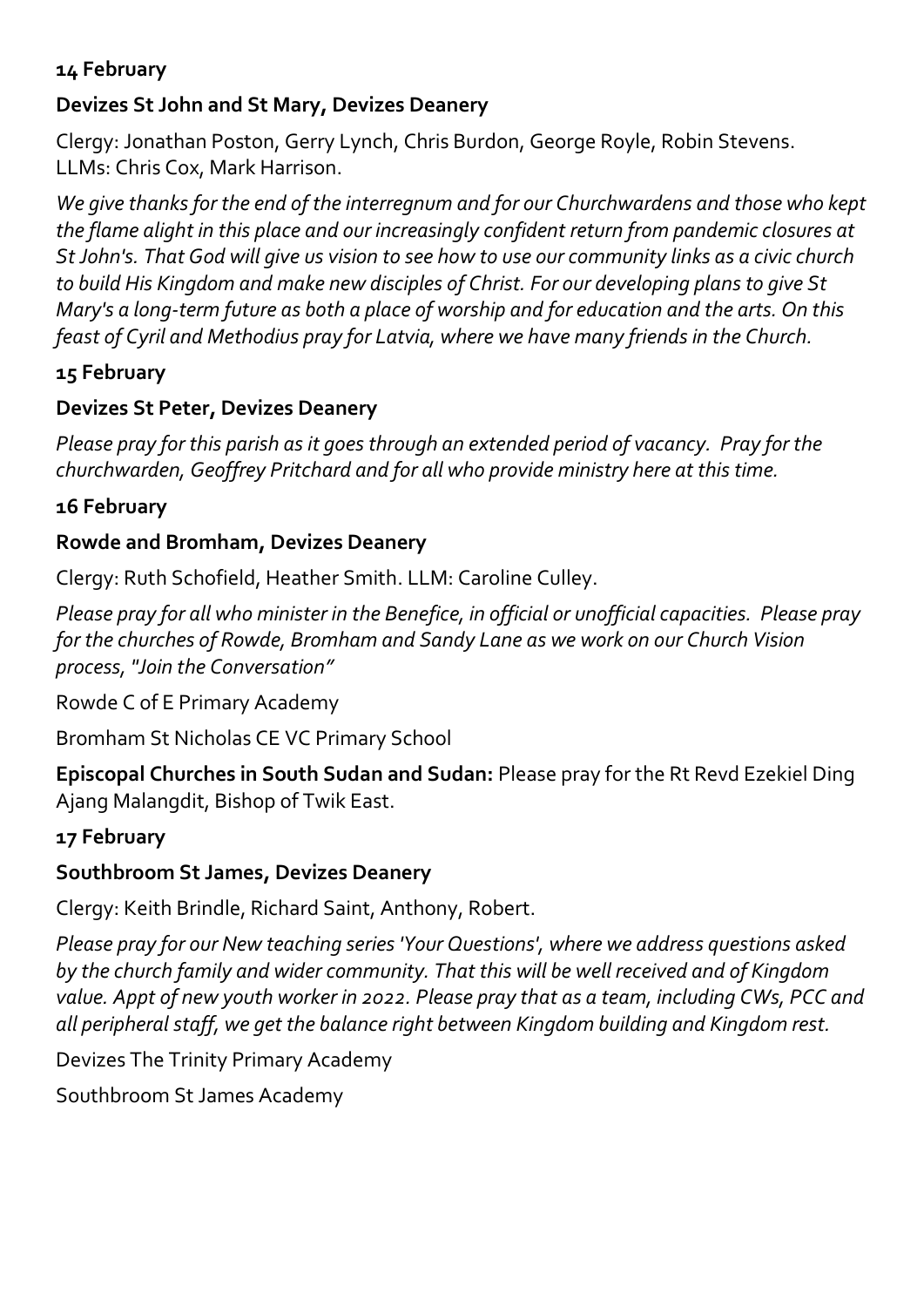**14 February**

**Devizes St John and St Mary, Devizes Deanery**

Clergy: Jonathan Poston, Gerry Lynch, Chris Burdon, George Royle, Robin Stevens.
LLMs: Chris Cox, Mark Harrison.

*We give thanks for the end of the interregnum and for our Churchwardens and those who kept the flame alight in this place and our increasingly confident return from pandemic closures at St John's. That God will give us vision to see how to use our community links as a civic church to build His Kingdom and make new disciples of Christ. For our developing plans to give St Mary's a long-term future as both a place of worship and for education and the arts. On this feast of Cyril and Methodius pray for Latvia, where we have many friends in the Church.*

**15 February**

**Devizes St Peter, Devizes Deanery**

*Please pray for this parish as it goes through an extended period of vacancy. Pray for the churchwarden, Geoffrey Pritchard and for all who provide ministry here at this time.*

**16 February**

**Rowde and Bromham, Devizes Deanery**

Clergy: Ruth Schofield, Heather Smith. LLM: Caroline Culley.

*Please pray for all who minister in the Benefice, in official or unofficial capacities. Please pray for the churches of Rowde, Bromham and Sandy Lane as we work on our Church Vision process, "Join the Conversation"*

Rowde C of E Primary Academy

Bromham St Nicholas CE VC Primary School

**Episcopal Churches in South Sudan and Sudan:** Please pray for the Rt Revd Ezekiel Ding Ajang Malangdit, Bishop of Twik East.

**17 February**

**Southbroom St James, Devizes Deanery**

Clergy: Keith Brindle, Richard Saint, Anthony, Robert.

*Please pray for our New teaching series 'Your Questions', where we address questions asked by the church family and wider community. That this will be well received and of Kingdom value. Appt of new youth worker in 2022. Please pray that as a team, including CWs, PCC and all peripheral staff, we get the balance right between Kingdom building and Kingdom rest.*

Devizes The Trinity Primary Academy

Southbroom St James Academy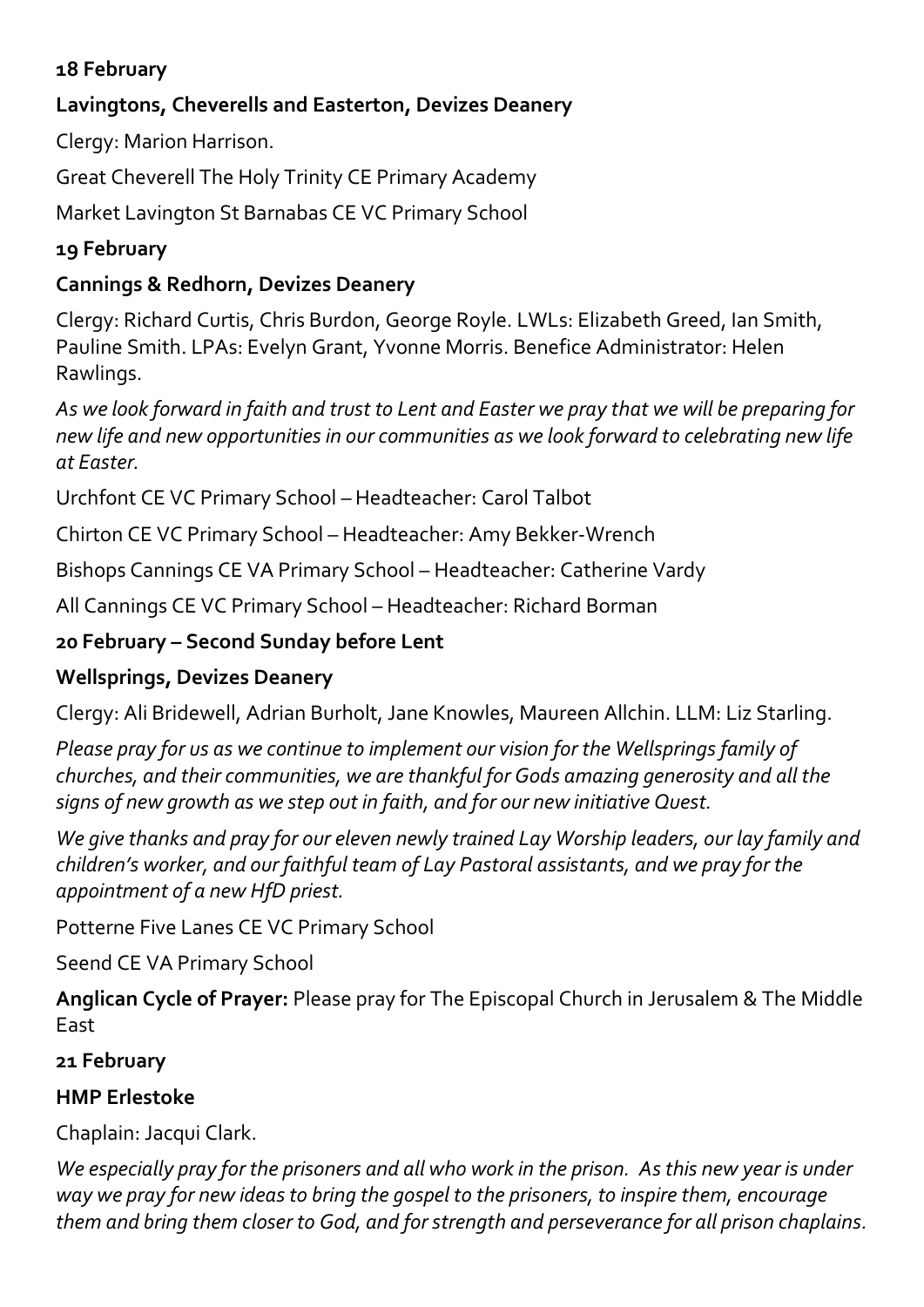**18 February**

**Lavingtons, Cheverells and Easterton, Devizes Deanery**

Clergy: Marion Harrison.

Great Cheverell The Holy Trinity CE Primary Academy

Market Lavington St Barnabas CE VC Primary School

**19 February**

**Cannings & Redhorn, Devizes Deanery**

Clergy: Richard Curtis, Chris Burdon, George Royle. LWLs: Elizabeth Greed, Ian Smith, Pauline Smith. LPAs: Evelyn Grant, Yvonne Morris. Benefice Administrator: Helen Rawlings.

*As we look forward in faith and trust to Lent and Easter we pray that we will be preparing for new life and new opportunities in our communities as we look forward to celebrating new life at Easter.*

Urchfont CE VC Primary School – Headteacher: Carol Talbot

Chirton CE VC Primary School – Headteacher: Amy Bekker-Wrench

Bishops Cannings CE VA Primary School – Headteacher: Catherine Vardy

All Cannings CE VC Primary School – Headteacher: Richard Borman

**20 February – Second Sunday before Lent**

**Wellsprings, Devizes Deanery**

Clergy: Ali Bridewell, Adrian Burholt, Jane Knowles, Maureen Allchin. LLM: Liz Starling.

*Please pray for us as we continue to implement our vision for the Wellsprings family of churches, and their communities, we are thankful for Gods amazing generosity and all the signs of new growth as we step out in faith, and for our new initiative Quest.*

*We give thanks and pray for our eleven newly trained Lay Worship leaders, our lay family and children's worker, and our faithful team of Lay Pastoral assistants, and we pray for the appointment of a new HfD priest.*

Potterne Five Lanes CE VC Primary School

Seend CE VA Primary School

**Anglican Cycle of Prayer:** Please pray for The Episcopal Church in Jerusalem & The Middle East

**21 February**

**HMP Erlestoke**

Chaplain: Jacqui Clark.

*We especially pray for the prisoners and all who work in the prison. As this new year is under way we pray for new ideas to bring the gospel to the prisoners, to inspire them, encourage them and bring them closer to God, and for strength and perseverance for all prison chaplains.*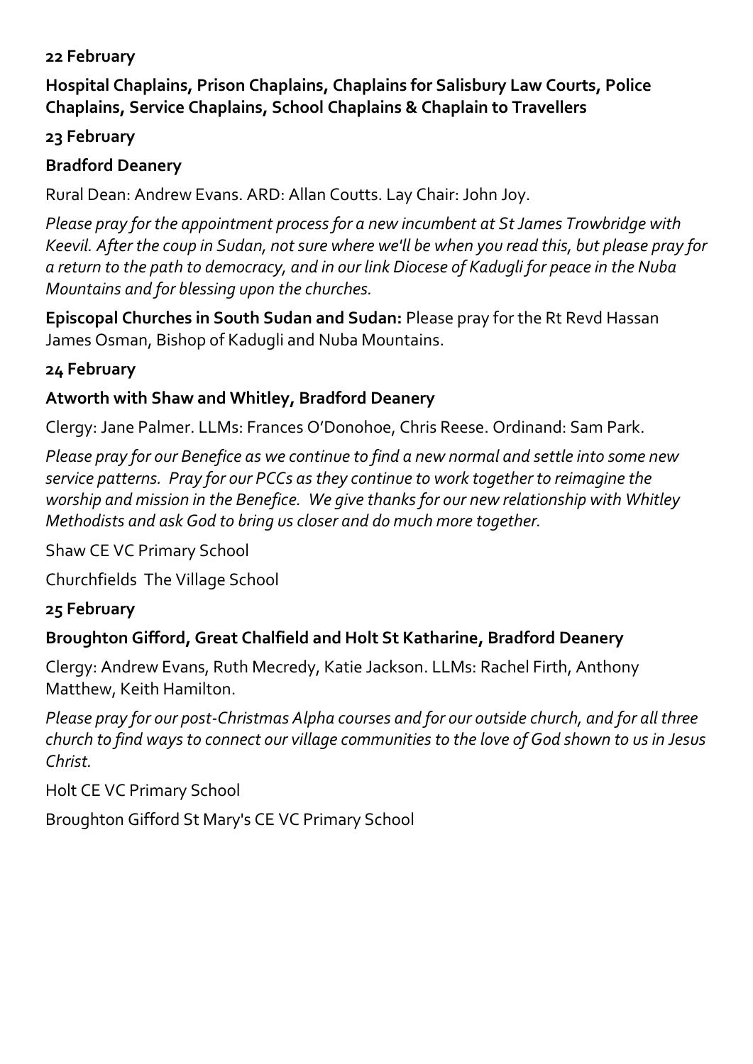**22 February**

**Hospital Chaplains, Prison Chaplains, Chaplains for Salisbury Law Courts, Police Chaplains, Service Chaplains, School Chaplains & Chaplain to Travellers**

**23 February**

**Bradford Deanery**

Rural Dean: Andrew Evans. ARD: Allan Coutts. Lay Chair: John Joy.

*Please pray for the appointment process for a new incumbent at St James Trowbridge with Keevil. After the coup in Sudan, not sure where we'll be when you read this, but please pray for a return to the path to democracy, and in our link Diocese of Kadugli for peace in the Nuba Mountains and for blessing upon the churches.*

**Episcopal Churches in South Sudan and Sudan:** Please pray for the Rt Revd Hassan James Osman, Bishop of Kadugli and Nuba Mountains.

**24 February**

**Atworth with Shaw and Whitley, Bradford Deanery**

Clergy: Jane Palmer. LLMs: Frances O'Donohoe, Chris Reese. Ordinand: Sam Park.

*Please pray for our Benefice as we continue to find a new normal and settle into some new service patterns. Pray for our PCCs as they continue to work together to reimagine the worship and mission in the Benefice. We give thanks for our new relationship with Whitley Methodists and ask God to bring us closer and do much more together.*

Shaw CE VC Primary School

Churchfields The Village School

**25 February**

**Broughton Gifford, Great Chalfield and Holt St Katharine, Bradford Deanery**

Clergy: Andrew Evans, Ruth Mecredy, Katie Jackson. LLMs: Rachel Firth, Anthony Matthew, Keith Hamilton.

*Please pray for our post-Christmas Alpha courses and for our outside church, and for all three church to find ways to connect our village communities to the love of God shown to us in Jesus Christ.*

Holt CE VC Primary School

Broughton Gifford St Mary's CE VC Primary School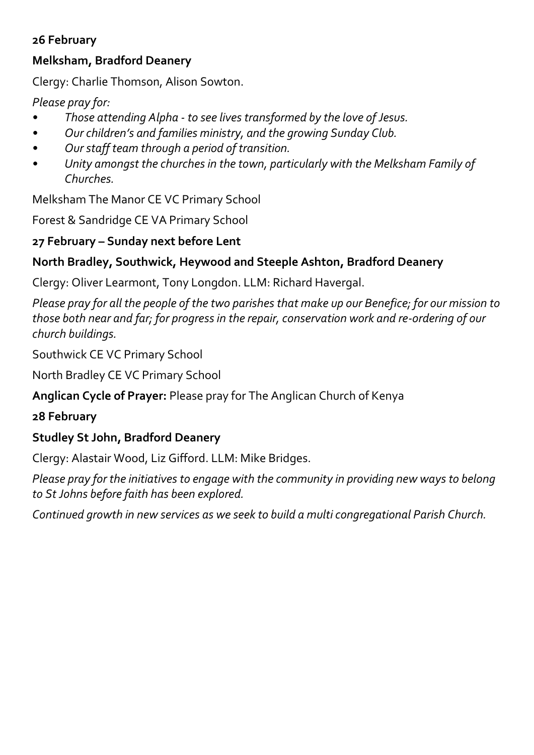**26 February**

**Melksham, Bradford Deanery**

Clergy: Charlie Thomson, Alison Sowton.

*Please pray for:*

- *Those attending Alpha - to see lives transformed by the love of Jesus.*
- *Our children's and families ministry, and the growing Sunday Club.*
- *Our staff team through a period of transition.*
- *Unity amongst the churches in the town, particularly with the Melksham Family of Churches.*

Melksham The Manor CE VC Primary School

Forest & Sandridge CE VA Primary School

**27 February – Sunday next before Lent**

**North Bradley, Southwick, Heywood and Steeple Ashton, Bradford Deanery**

Clergy: Oliver Learmont, Tony Longdon. LLM: Richard Havergal.

*Please pray for all the people of the two parishes that make up our Benefice; for our mission to those both near and far; for progress in the repair, conservation work and re-ordering of our church buildings.*

Southwick CE VC Primary School

North Bradley CE VC Primary School

**Anglican Cycle of Prayer:** Please pray for The Anglican Church of Kenya

**28 February**

**Studley St John, Bradford Deanery**

Clergy: Alastair Wood, Liz Gifford. LLM: Mike Bridges.

*Please pray for the initiatives to engage with the community in providing new ways to belong to St Johns before faith has been explored.*

*Continued growth in new services as we seek to build a multi congregational Parish Church.*